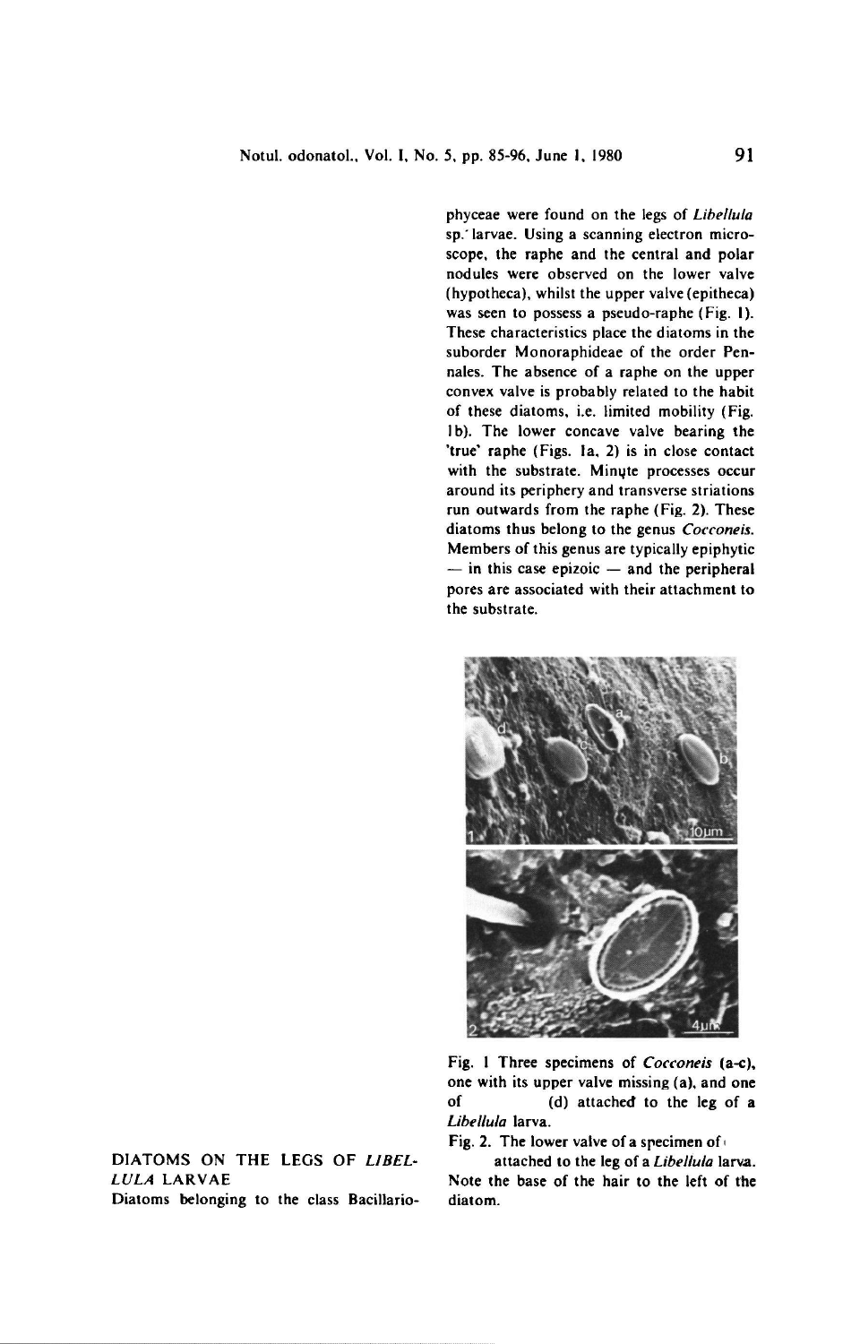## DIATOMS ON THE LEGS OF *LIBELLULA* LARVAE

Diatoms belonging to the class Bacillariophyceae were found on the legs of *Libellula* sp. larvae. Using a scanning electron microscope, the raphe and the central and polar nodules were observed on the lower valve (hypotheca), whilst the upper valve (epitheca) was seen to possess a pseudo-raphe (Fig. 1). These characteristics place the diatoms in the suborder Monoraphideae of the order Pennales. The absence of a raphe on the upper convex valve is probably related to the habit of these diatoms, i.e. limited mobility (Fig. 1b). The lower concave valve bearing the 'true' raphe (Figs. 1a, 2) is in close contact with the substrate. Minute processes occur around its periphery and transverse striations run outwards from the raphe (Fig. 2). These diatoms thus belong to the genus *Cocconeis*. Members of this genus are typically epiphytic — in this case epizoic — and the peripheral pores are associated with their attachment to the substrate.

Fig. 1 Three specimens of *Cocconeis* (a-c), one with its upper valve missing (a), and one of (d) attached to the leg of a *Libellula* larva.

Fig. 2. The lower valve of a specimen of attached to the leg of a *Libellula* larva. Note the base of the hair to the left of the diatom.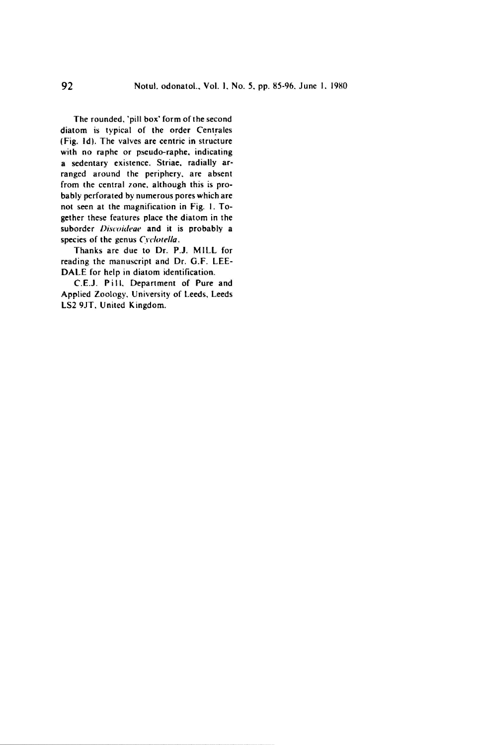The rounded, 'pill box' form of the second diatom is typical of the order Centrales (Fig. 1d). The valves are centric in structure with no raphe or pseudo-raphe, indicating a sedentary existence. Striae, radially arranged around the periphery, are absent from the central zone, although this is probably perforated by numerous pores which are not seen at the magnification in Fig. 1. Together these features place the diatom in the suborder *Discoideae* and it is probably a species of the genus *Cyclotella*.

Thanks are due to Dr. P.J. MILL for reading the manuscript and Dr. G.F. LEEDALE for help in diatom identification.

C.E.J. Pill, Department of Pure and Applied Zoology, University of Leeds, Leeds LS2 9JT, United Kingdom.